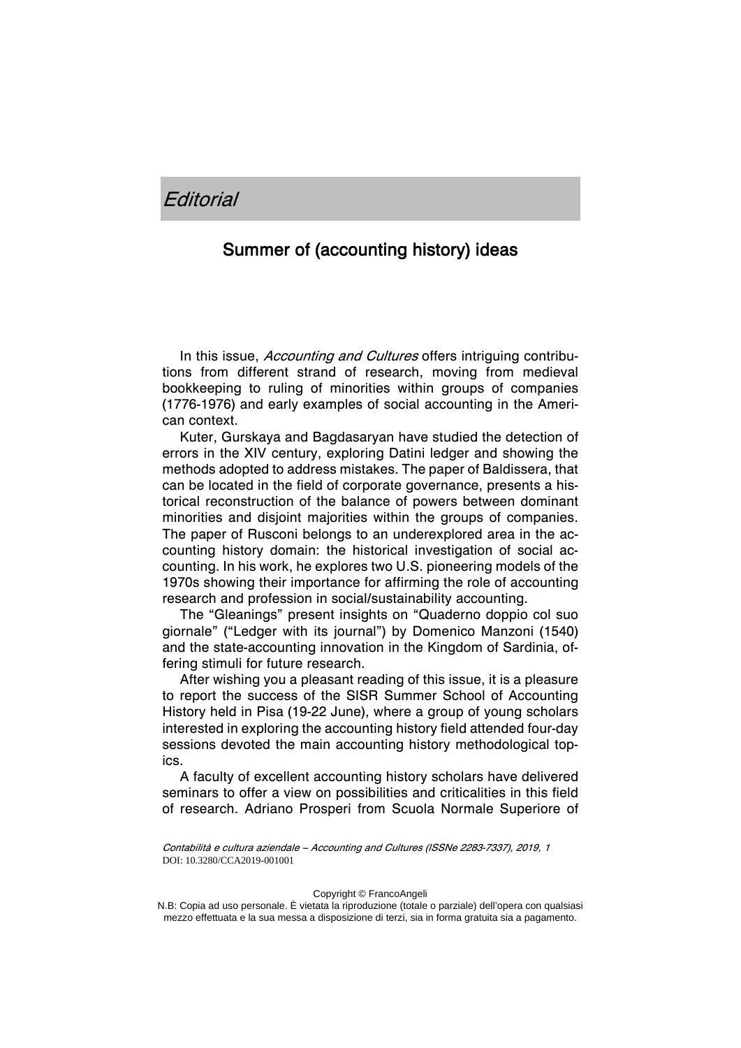# *Editorial*

## Summer of (accounting history) ideas

In this issue, *Accounting and Cultures* offers intriguing contributions from different strand of research, moving from medieval bookkeeping to ruling of minorities within groups of companies (1776-1976) and early examples of social accounting in the American context.

Kuter, Gurskaya and Bagdasaryan have studied the detection of errors in the XIV century, exploring Datini ledger and showing the methods adopted to address mistakes. The paper of Baldissera, that can be located in the field of corporate governance, presents a historical reconstruction of the balance of powers between dominant minorities and disjoint majorities within the groups of companies. The paper of Rusconi belongs to an underexplored area in the accounting history domain: the historical investigation of social accounting. In his work, he explores two U.S. pioneering models of the 1970s showing their importance for affirming the role of accounting research and profession in social/sustainability accounting.

The "Gleanings" present insights on "Quaderno doppio col suo giornale" ("Ledger with its journal") by Domenico Manzoni (1540) and the state-accounting innovation in the Kingdom of Sardinia, offering stimuli for future research.

After wishing you a pleasant reading of this issue, it is a pleasure to report the success of the SISR Summer School of Accounting History held in Pisa (19-22 June), where a group of young scholars interested in exploring the accounting history field attended four-day sessions devoted the main accounting history methodological topics.

A faculty of excellent accounting history scholars have delivered seminars to offer a view on possibilities and criticalities in this field of research. Adriano Prosperi from Scuola Normale Superiore of

*Contabilità e cultura aziendale – Accounting and Cultures (ISSNe 2283-7337), 2019, 1*
DOI: 10.3280/CCA2019-001001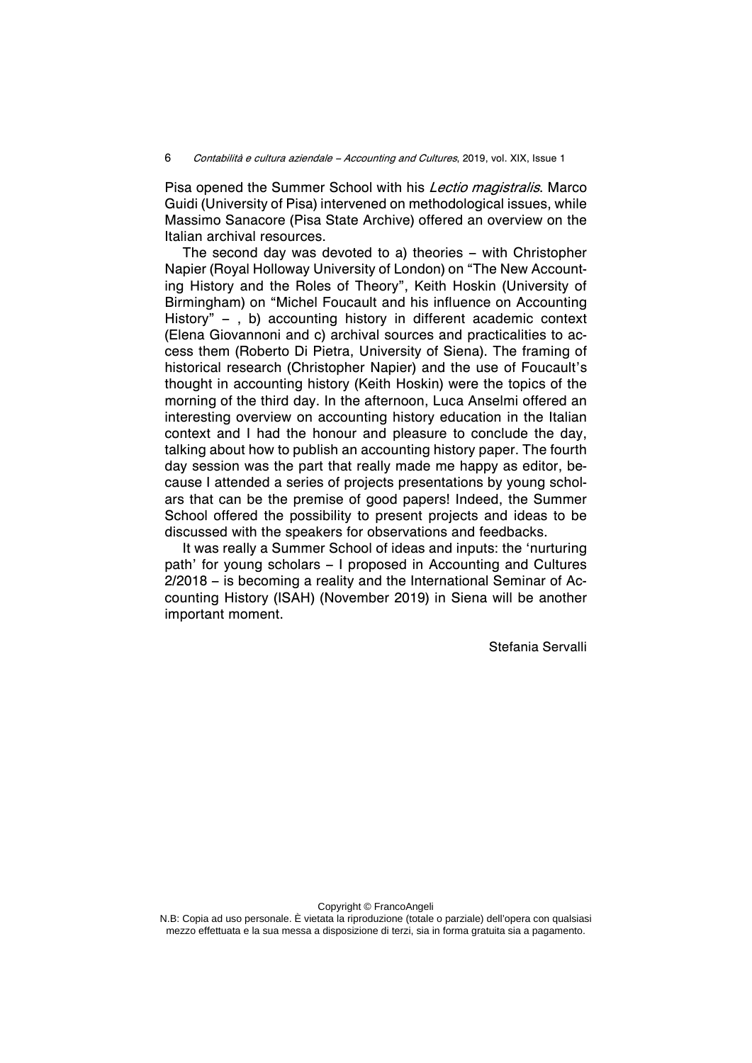Pisa opened the Summer School with his *Lectio magistralis*. Marco Guidi (University of Pisa) intervened on methodological issues, while Massimo Sanacore (Pisa State Archive) offered an overview on the Italian archival resources.

The second day was devoted to a) theories – with Christopher Napier (Royal Holloway University of London) on "The New Accounting History and the Roles of Theory", Keith Hoskin (University of Birmingham) on "Michel Foucault and his influence on Accounting History" – , b) accounting history in different academic context (Elena Giovannoni and c) archival sources and practicalities to access them (Roberto Di Pietra, University of Siena). The framing of historical research (Christopher Napier) and the use of Foucault's thought in accounting history (Keith Hoskin) were the topics of the morning of the third day. In the afternoon, Luca Anselmi offered an interesting overview on accounting history education in the Italian context and I had the honour and pleasure to conclude the day, talking about how to publish an accounting history paper. The fourth day session was the part that really made me happy as editor, because I attended a series of projects presentations by young scholars that can be the premise of good papers! Indeed, the Summer School offered the possibility to present projects and ideas to be discussed with the speakers for observations and feedbacks.

It was really a Summer School of ideas and inputs: the 'nurturing path' for young scholars – I proposed in Accounting and Cultures 2/2018 – is becoming a reality and the International Seminar of Accounting History (ISAH) (November 2019) in Siena will be another important moment.

Stefania Servalli

Copyright © FrancoAngeli
N.B: Copia ad uso personale. È vietata la riproduzione (totale o parziale) dell'opera con qualsiasi mezzo effettuata e la sua messa a disposizione di terzi, sia in forma gratuita sia a pagamento.